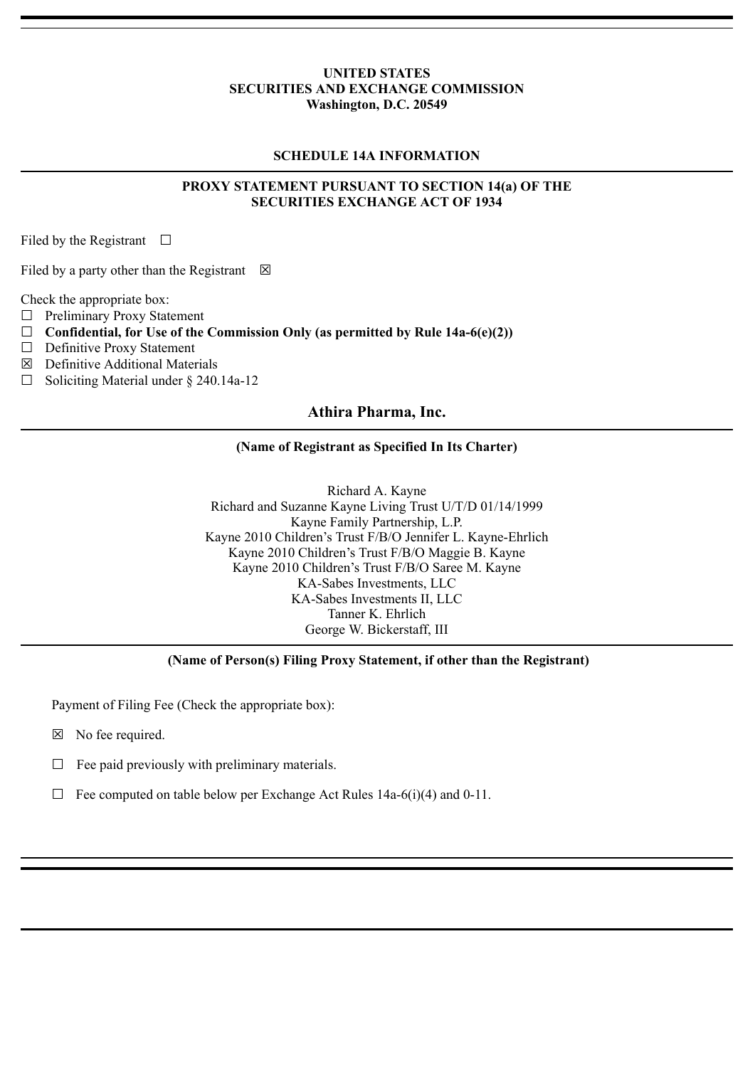**UNITED STATES**
**SECURITIES AND EXCHANGE COMMISSION**
**Washington, D.C. 20549**

**SCHEDULE 14A INFORMATION**

**PROXY STATEMENT PURSUANT TO SECTION 14(a) OF THE SECURITIES EXCHANGE ACT OF 1934**

Filed by the Registrant ☐

Filed by a party other than the Registrant ☒

Check the appropriate box:

☐ Preliminary Proxy Statement
☐ **Confidential, for Use of the Commission Only (as permitted by Rule 14a-6(e)(2))**
☐ Definitive Proxy Statement
☒ Definitive Additional Materials
☐ Soliciting Material under § 240.14a-12

## Athira Pharma, Inc.

**(Name of Registrant as Specified In Its Charter)**

Richard A. Kayne
Richard and Suzanne Kayne Living Trust U/T/D 01/14/1999
Kayne Family Partnership, L.P.
Kayne 2010 Children's Trust F/B/O Jennifer L. Kayne-Ehrlich
Kayne 2010 Children's Trust F/B/O Maggie B. Kayne
Kayne 2010 Children's Trust F/B/O Saree M. Kayne
KA-Sabes Investments, LLC
KA-Sabes Investments II, LLC
Tanner K. Ehrlich
George W. Bickerstaff, III

**(Name of Person(s) Filing Proxy Statement, if other than the Registrant)**

Payment of Filing Fee (Check the appropriate box):

☒ No fee required.

☐ Fee paid previously with preliminary materials.

☐ Fee computed on table below per Exchange Act Rules 14a-6(i)(4) and 0-11.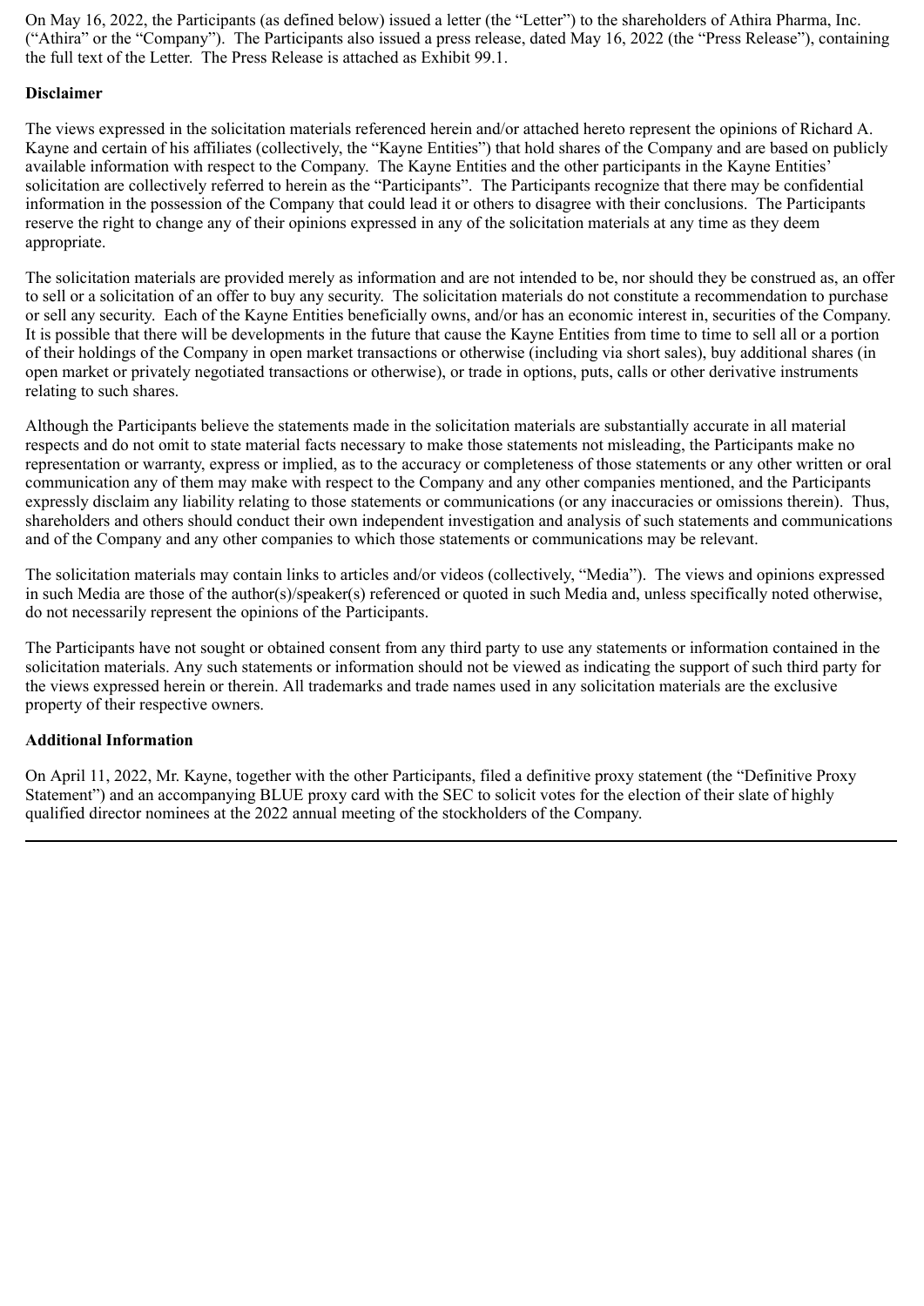On May 16, 2022, the Participants (as defined below) issued a letter (the "Letter") to the shareholders of Athira Pharma, Inc. ("Athira" or the "Company"). The Participants also issued a press release, dated May 16, 2022 (the "Press Release"), containing the full text of the Letter. The Press Release is attached as Exhibit 99.1.

**Disclaimer**

The views expressed in the solicitation materials referenced herein and/or attached hereto represent the opinions of Richard A. Kayne and certain of his affiliates (collectively, the "Kayne Entities") that hold shares of the Company and are based on publicly available information with respect to the Company. The Kayne Entities and the other participants in the Kayne Entities' solicitation are collectively referred to herein as the "Participants". The Participants recognize that there may be confidential information in the possession of the Company that could lead it or others to disagree with their conclusions. The Participants reserve the right to change any of their opinions expressed in any of the solicitation materials at any time as they deem appropriate.

The solicitation materials are provided merely as information and are not intended to be, nor should they be construed as, an offer to sell or a solicitation of an offer to buy any security. The solicitation materials do not constitute a recommendation to purchase or sell any security. Each of the Kayne Entities beneficially owns, and/or has an economic interest in, securities of the Company. It is possible that there will be developments in the future that cause the Kayne Entities from time to time to sell all or a portion of their holdings of the Company in open market transactions or otherwise (including via short sales), buy additional shares (in open market or privately negotiated transactions or otherwise), or trade in options, puts, calls or other derivative instruments relating to such shares.

Although the Participants believe the statements made in the solicitation materials are substantially accurate in all material respects and do not omit to state material facts necessary to make those statements not misleading, the Participants make no representation or warranty, express or implied, as to the accuracy or completeness of those statements or any other written or oral communication any of them may make with respect to the Company and any other companies mentioned, and the Participants expressly disclaim any liability relating to those statements or communications (or any inaccuracies or omissions therein). Thus, shareholders and others should conduct their own independent investigation and analysis of such statements and communications and of the Company and any other companies to which those statements or communications may be relevant.

The solicitation materials may contain links to articles and/or videos (collectively, "Media"). The views and opinions expressed in such Media are those of the author(s)/speaker(s) referenced or quoted in such Media and, unless specifically noted otherwise, do not necessarily represent the opinions of the Participants.

The Participants have not sought or obtained consent from any third party to use any statements or information contained in the solicitation materials. Any such statements or information should not be viewed as indicating the support of such third party for the views expressed herein or therein. All trademarks and trade names used in any solicitation materials are the exclusive property of their respective owners.

**Additional Information**

On April 11, 2022, Mr. Kayne, together with the other Participants, filed a definitive proxy statement (the "Definitive Proxy Statement") and an accompanying BLUE proxy card with the SEC to solicit votes for the election of their slate of highly qualified director nominees at the 2022 annual meeting of the stockholders of the Company.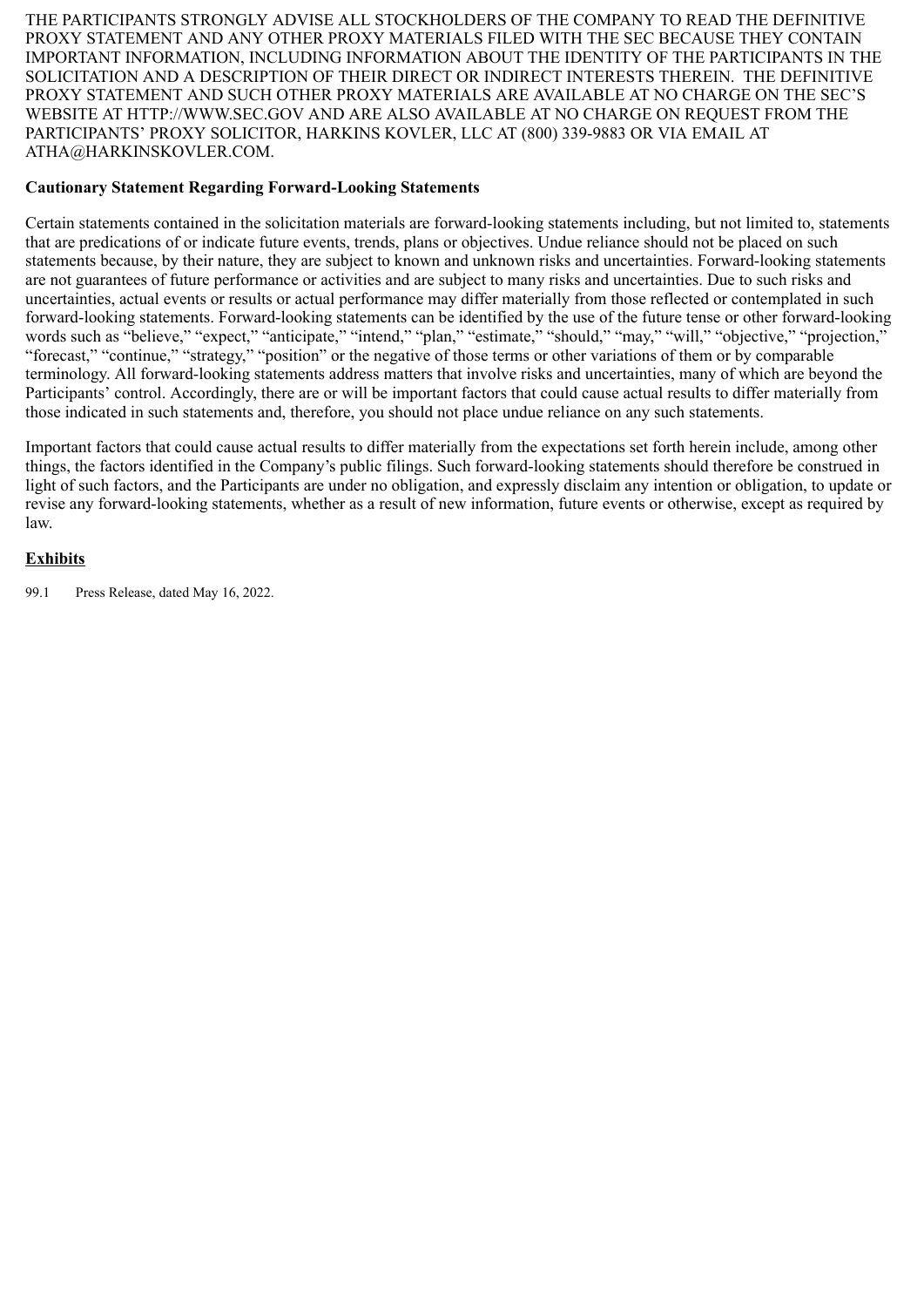THE PARTICIPANTS STRONGLY ADVISE ALL STOCKHOLDERS OF THE COMPANY TO READ THE DEFINITIVE PROXY STATEMENT AND ANY OTHER PROXY MATERIALS FILED WITH THE SEC BECAUSE THEY CONTAIN IMPORTANT INFORMATION, INCLUDING INFORMATION ABOUT THE IDENTITY OF THE PARTICIPANTS IN THE SOLICITATION AND A DESCRIPTION OF THEIR DIRECT OR INDIRECT INTERESTS THEREIN. THE DEFINITIVE PROXY STATEMENT AND SUCH OTHER PROXY MATERIALS ARE AVAILABLE AT NO CHARGE ON THE SEC'S WEBSITE AT HTTP://WWW.SEC.GOV AND ARE ALSO AVAILABLE AT NO CHARGE ON REQUEST FROM THE PARTICIPANTS' PROXY SOLICITOR, HARKINS KOVLER, LLC AT (800) 339-9883 OR VIA EMAIL AT ATHA@HARKINSKOVLER.COM.

**Cautionary Statement Regarding Forward-Looking Statements**

Certain statements contained in the solicitation materials are forward-looking statements including, but not limited to, statements that are predications of or indicate future events, trends, plans or objectives. Undue reliance should not be placed on such statements because, by their nature, they are subject to known and unknown risks and uncertainties. Forward-looking statements are not guarantees of future performance or activities and are subject to many risks and uncertainties. Due to such risks and uncertainties, actual events or results or actual performance may differ materially from those reflected or contemplated in such forward-looking statements. Forward-looking statements can be identified by the use of the future tense or other forward-looking words such as "believe," "expect," "anticipate," "intend," "plan," "estimate," "should," "may," "will," "objective," "projection," "forecast," "continue," "strategy," "position" or the negative of those terms or other variations of them or by comparable terminology. All forward-looking statements address matters that involve risks and uncertainties, many of which are beyond the Participants' control. Accordingly, there are or will be important factors that could cause actual results to differ materially from those indicated in such statements and, therefore, you should not place undue reliance on any such statements.

Important factors that could cause actual results to differ materially from the expectations set forth herein include, among other things, the factors identified in the Company's public filings. Such forward-looking statements should therefore be construed in light of such factors, and the Participants are under no obligation, and expressly disclaim any intention or obligation, to update or revise any forward-looking statements, whether as a result of new information, future events or otherwise, except as required by law.

**Exhibits**

99.1 Press Release, dated May 16, 2022.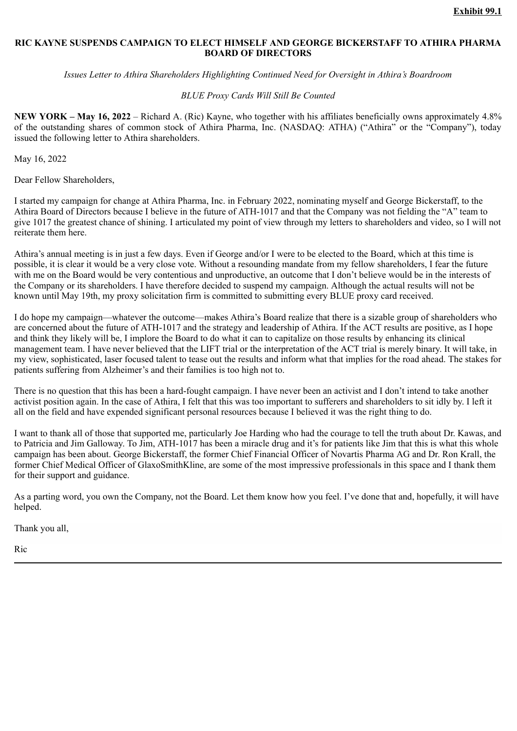**Exhibit 99.1**

# RIC KAYNE SUSPENDS CAMPAIGN TO ELECT HIMSELF AND GEORGE BICKERSTAFF TO ATHIRA PHARMA BOARD OF DIRECTORS

*Issues Letter to Athira Shareholders Highlighting Continued Need for Oversight in Athira's Boardroom*

*BLUE Proxy Cards Will Still Be Counted*

**NEW YORK – May 16, 2022** – Richard A. (Ric) Kayne, who together with his affiliates beneficially owns approximately 4.8% of the outstanding shares of common stock of Athira Pharma, Inc. (NASDAQ: ATHA) ("Athira" or the "Company"), today issued the following letter to Athira shareholders.

May 16, 2022

Dear Fellow Shareholders,

I started my campaign for change at Athira Pharma, Inc. in February 2022, nominating myself and George Bickerstaff, to the Athira Board of Directors because I believe in the future of ATH-1017 and that the Company was not fielding the "A" team to give 1017 the greatest chance of shining. I articulated my point of view through my letters to shareholders and video, so I will not reiterate them here.

Athira's annual meeting is in just a few days. Even if George and/or I were to be elected to the Board, which at this time is possible, it is clear it would be a very close vote. Without a resounding mandate from my fellow shareholders, I fear the future with me on the Board would be very contentious and unproductive, an outcome that I don't believe would be in the interests of the Company or its shareholders. I have therefore decided to suspend my campaign. Although the actual results will not be known until May 19th, my proxy solicitation firm is committed to submitting every BLUE proxy card received.

I do hope my campaign—whatever the outcome—makes Athira's Board realize that there is a sizable group of shareholders who are concerned about the future of ATH-1017 and the strategy and leadership of Athira. If the ACT results are positive, as I hope and think they likely will be, I implore the Board to do what it can to capitalize on those results by enhancing its clinical management team. I have never believed that the LIFT trial or the interpretation of the ACT trial is merely binary. It will take, in my view, sophisticated, laser focused talent to tease out the results and inform what that implies for the road ahead. The stakes for patients suffering from Alzheimer's and their families is too high not to.

There is no question that this has been a hard-fought campaign. I have never been an activist and I don't intend to take another activist position again. In the case of Athira, I felt that this was too important to sufferers and shareholders to sit idly by. I left it all on the field and have expended significant personal resources because I believed it was the right thing to do.

I want to thank all of those that supported me, particularly Joe Harding who had the courage to tell the truth about Dr. Kawas, and to Patricia and Jim Galloway. To Jim, ATH-1017 has been a miracle drug and it's for patients like Jim that this is what this whole campaign has been about. George Bickerstaff, the former Chief Financial Officer of Novartis Pharma AG and Dr. Ron Krall, the former Chief Medical Officer of GlaxoSmithKline, are some of the most impressive professionals in this space and I thank them for their support and guidance.

As a parting word, you own the Company, not the Board. Let them know how you feel. I've done that and, hopefully, it will have helped.

Thank you all,

Ric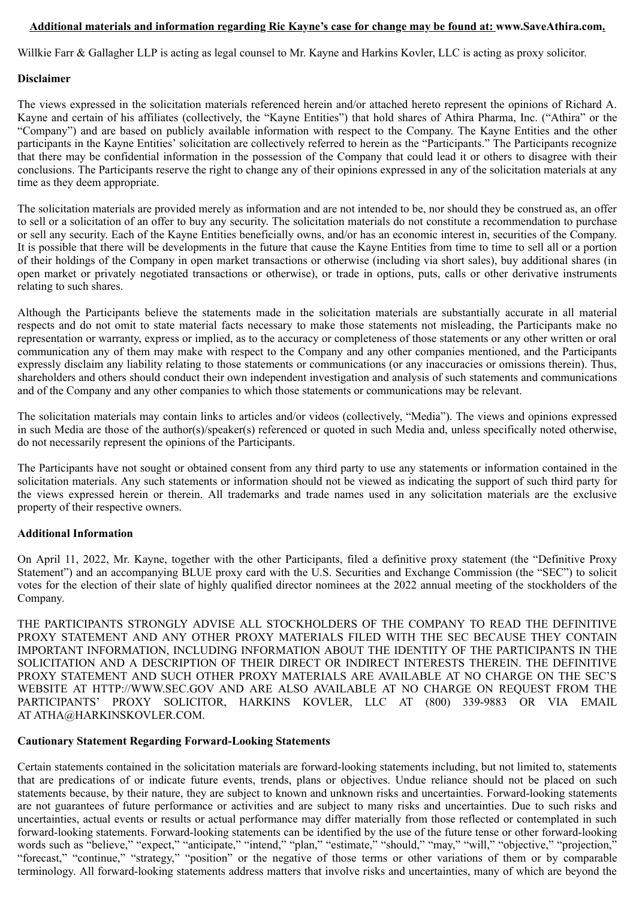**Additional materials and information regarding Ric Kayne's case for change may be found at: www.SaveAthira.com.**

Willkie Farr & Gallagher LLP is acting as legal counsel to Mr. Kayne and Harkins Kovler, LLC is acting as proxy solicitor.

**Disclaimer**

The views expressed in the solicitation materials referenced herein and/or attached hereto represent the opinions of Richard A. Kayne and certain of his affiliates (collectively, the "Kayne Entities") that hold shares of Athira Pharma, Inc. ("Athira" or the "Company") and are based on publicly available information with respect to the Company. The Kayne Entities and the other participants in the Kayne Entities' solicitation are collectively referred to herein as the "Participants." The Participants recognize that there may be confidential information in the possession of the Company that could lead it or others to disagree with their conclusions. The Participants reserve the right to change any of their opinions expressed in any of the solicitation materials at any time as they deem appropriate.

The solicitation materials are provided merely as information and are not intended to be, nor should they be construed as, an offer to sell or a solicitation of an offer to buy any security. The solicitation materials do not constitute a recommendation to purchase or sell any security. Each of the Kayne Entities beneficially owns, and/or has an economic interest in, securities of the Company. It is possible that there will be developments in the future that cause the Kayne Entities from time to time to sell all or a portion of their holdings of the Company in open market transactions or otherwise (including via short sales), buy additional shares (in open market or privately negotiated transactions or otherwise), or trade in options, puts, calls or other derivative instruments relating to such shares.

Although the Participants believe the statements made in the solicitation materials are substantially accurate in all material respects and do not omit to state material facts necessary to make those statements not misleading, the Participants make no representation or warranty, express or implied, as to the accuracy or completeness of those statements or any other written or oral communication any of them may make with respect to the Company and any other companies mentioned, and the Participants expressly disclaim any liability relating to those statements or communications (or any inaccuracies or omissions therein). Thus, shareholders and others should conduct their own independent investigation and analysis of such statements and communications and of the Company and any other companies to which those statements or communications may be relevant.

The solicitation materials may contain links to articles and/or videos (collectively, "Media"). The views and opinions expressed in such Media are those of the author(s)/speaker(s) referenced or quoted in such Media and, unless specifically noted otherwise, do not necessarily represent the opinions of the Participants.

The Participants have not sought or obtained consent from any third party to use any statements or information contained in the solicitation materials. Any such statements or information should not be viewed as indicating the support of such third party for the views expressed herein or therein. All trademarks and trade names used in any solicitation materials are the exclusive property of their respective owners.

**Additional Information**

On April 11, 2022, Mr. Kayne, together with the other Participants, filed a definitive proxy statement (the "Definitive Proxy Statement") and an accompanying BLUE proxy card with the U.S. Securities and Exchange Commission (the "SEC") to solicit votes for the election of their slate of highly qualified director nominees at the 2022 annual meeting of the stockholders of the Company.

THE PARTICIPANTS STRONGLY ADVISE ALL STOCKHOLDERS OF THE COMPANY TO READ THE DEFINITIVE PROXY STATEMENT AND ANY OTHER PROXY MATERIALS FILED WITH THE SEC BECAUSE THEY CONTAIN IMPORTANT INFORMATION, INCLUDING INFORMATION ABOUT THE IDENTITY OF THE PARTICIPANTS IN THE SOLICITATION AND A DESCRIPTION OF THEIR DIRECT OR INDIRECT INTERESTS THEREIN. THE DEFINITIVE PROXY STATEMENT AND SUCH OTHER PROXY MATERIALS ARE AVAILABLE AT NO CHARGE ON THE SEC'S WEBSITE AT HTTP://WWW.SEC.GOV AND ARE ALSO AVAILABLE AT NO CHARGE ON REQUEST FROM THE PARTICIPANTS' PROXY SOLICITOR, HARKINS KOVLER, LLC AT (800) 339-9883 OR VIA EMAIL AT ATHA@HARKINSKOVLER.COM.

**Cautionary Statement Regarding Forward-Looking Statements**

Certain statements contained in the solicitation materials are forward-looking statements including, but not limited to, statements that are predications of or indicate future events, trends, plans or objectives. Undue reliance should not be placed on such statements because, by their nature, they are subject to known and unknown risks and uncertainties. Forward-looking statements are not guarantees of future performance or activities and are subject to many risks and uncertainties. Due to such risks and uncertainties, actual events or results or actual performance may differ materially from those reflected or contemplated in such forward-looking statements. Forward-looking statements can be identified by the use of the future tense or other forward-looking words such as "believe," "expect," "anticipate," "intend," "plan," "estimate," "should," "may," "will," "objective," "projection," "forecast," "continue," "strategy," "position" or the negative of those terms or other variations of them or by comparable terminology. All forward-looking statements address matters that involve risks and uncertainties, many of which are beyond the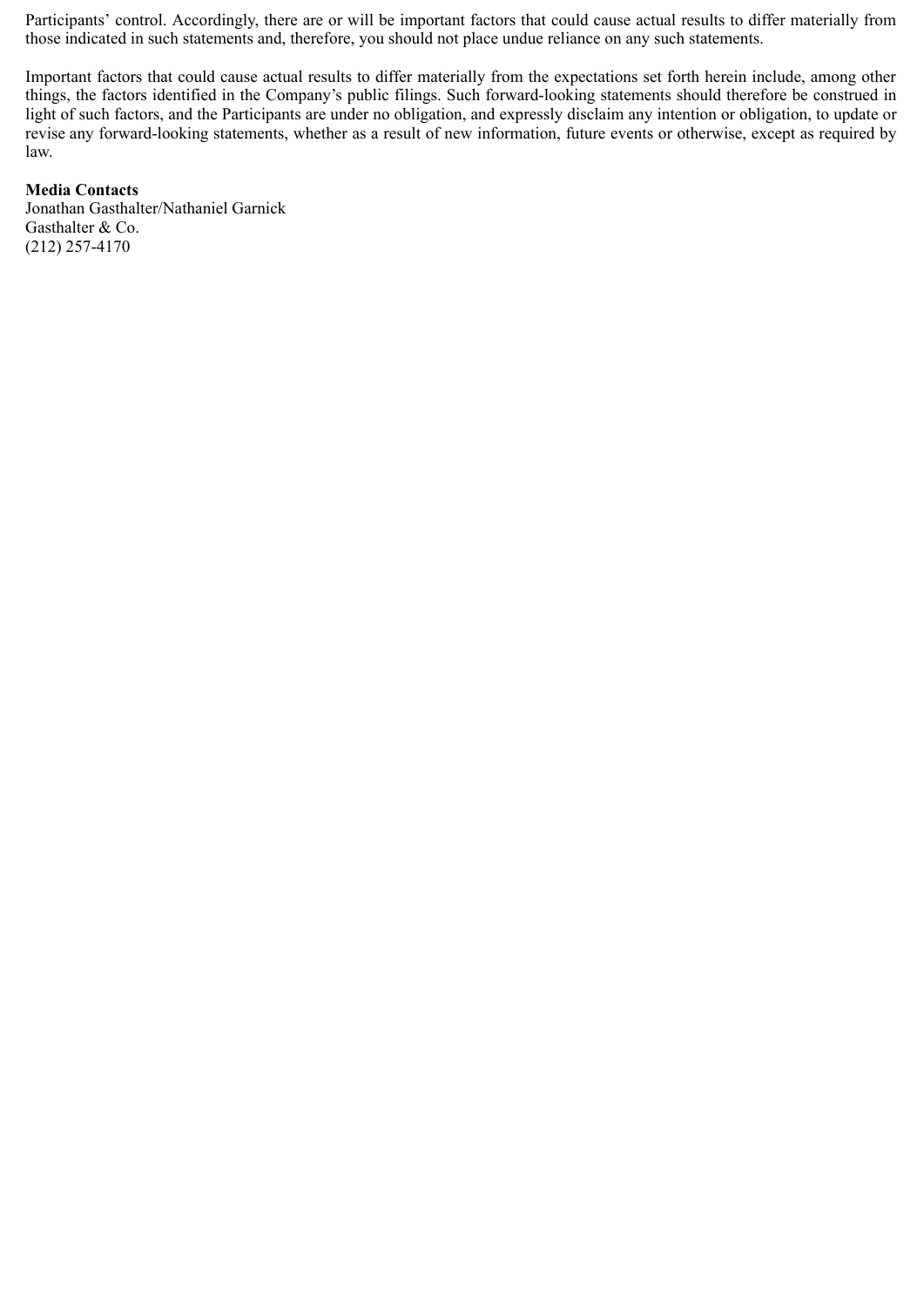Participants' control. Accordingly, there are or will be important factors that could cause actual results to differ materially from those indicated in such statements and, therefore, you should not place undue reliance on any such statements.

Important factors that could cause actual results to differ materially from the expectations set forth herein include, among other things, the factors identified in the Company's public filings. Such forward-looking statements should therefore be construed in light of such factors, and the Participants are under no obligation, and expressly disclaim any intention or obligation, to update or revise any forward-looking statements, whether as a result of new information, future events or otherwise, except as required by law.

**Media Contacts**
Jonathan Gasthalter/Nathaniel Garnick
Gasthalter & Co.
(212) 257-4170